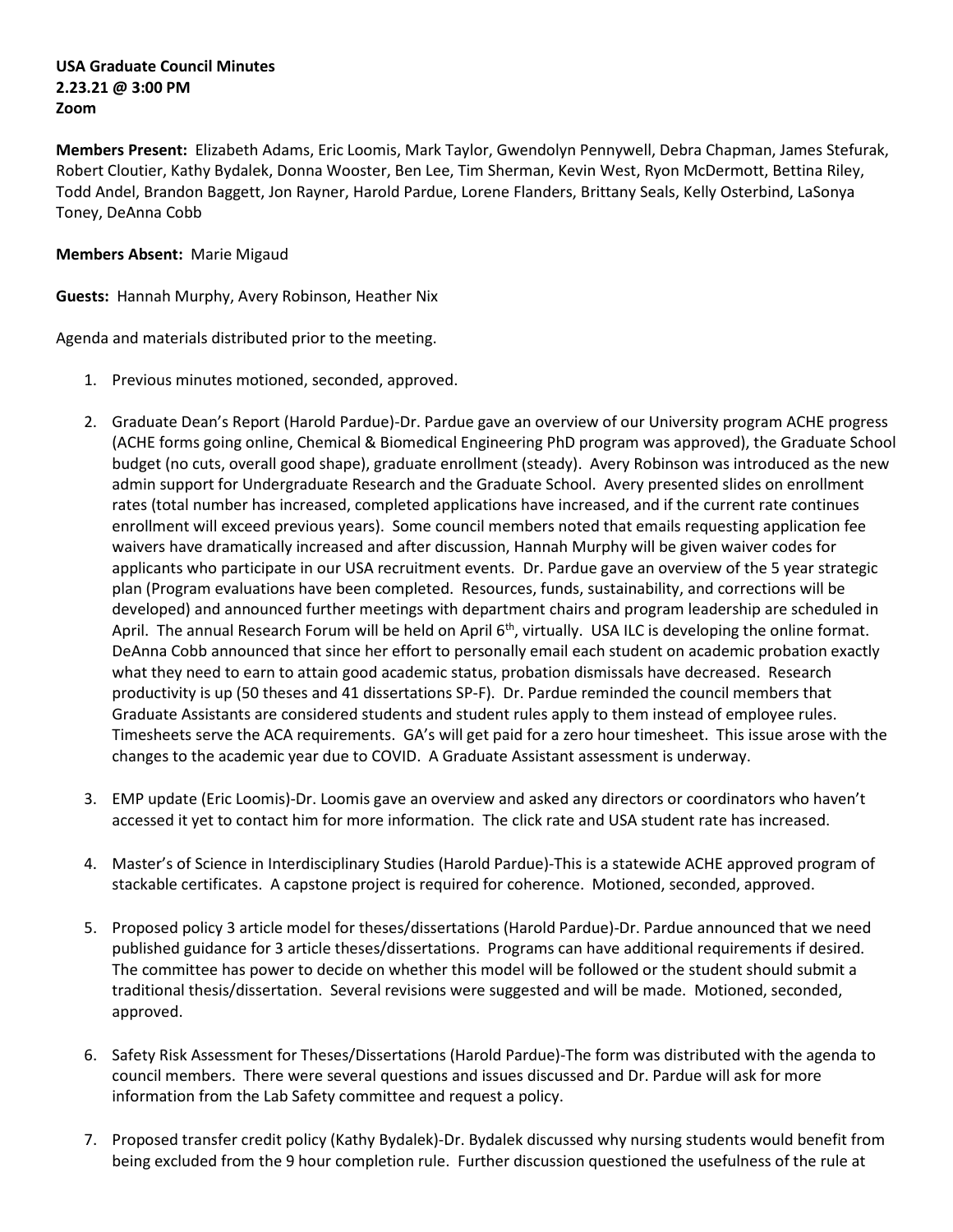**USA Graduate Council Minutes**
**2.23.21 @ 3:00 PM**
**Zoom**

**Members Present:** Elizabeth Adams, Eric Loomis, Mark Taylor, Gwendolyn Pennywell, Debra Chapman, James Stefurak, Robert Cloutier, Kathy Bydalek, Donna Wooster, Ben Lee, Tim Sherman, Kevin West, Ryon McDermott, Bettina Riley, Todd Andel, Brandon Baggett, Jon Rayner, Harold Pardue, Lorene Flanders, Brittany Seals, Kelly Osterbind, LaSonya Toney, DeAnna Cobb

**Members Absent:** Marie Migaud

**Guests:** Hannah Murphy, Avery Robinson, Heather Nix

Agenda and materials distributed prior to the meeting.

1. Previous minutes motioned, seconded, approved.

2. Graduate Dean's Report (Harold Pardue)-Dr. Pardue gave an overview of our University program ACHE progress (ACHE forms going online, Chemical & Biomedical Engineering PhD program was approved), the Graduate School budget (no cuts, overall good shape), graduate enrollment (steady). Avery Robinson was introduced as the new admin support for Undergraduate Research and the Graduate School. Avery presented slides on enrollment rates (total number has increased, completed applications have increased, and if the current rate continues enrollment will exceed previous years). Some council members noted that emails requesting application fee waivers have dramatically increased and after discussion, Hannah Murphy will be given waiver codes for applicants who participate in our USA recruitment events. Dr. Pardue gave an overview of the 5 year strategic plan (Program evaluations have been completed. Resources, funds, sustainability, and corrections will be developed) and announced further meetings with department chairs and program leadership are scheduled in April. The annual Research Forum will be held on April 6th, virtually. USA ILC is developing the online format. DeAnna Cobb announced that since her effort to personally email each student on academic probation exactly what they need to earn to attain good academic status, probation dismissals have decreased. Research productivity is up (50 theses and 41 dissertations SP-F). Dr. Pardue reminded the council members that Graduate Assistants are considered students and student rules apply to them instead of employee rules. Timesheets serve the ACA requirements. GA's will get paid for a zero hour timesheet. This issue arose with the changes to the academic year due to COVID. A Graduate Assistant assessment is underway.

3. EMP update (Eric Loomis)-Dr. Loomis gave an overview and asked any directors or coordinators who haven't accessed it yet to contact him for more information. The click rate and USA student rate has increased.

4. Master's of Science in Interdisciplinary Studies (Harold Pardue)-This is a statewide ACHE approved program of stackable certificates. A capstone project is required for coherence. Motioned, seconded, approved.

5. Proposed policy 3 article model for theses/dissertations (Harold Pardue)-Dr. Pardue announced that we need published guidance for 3 article theses/dissertations. Programs can have additional requirements if desired. The committee has power to decide on whether this model will be followed or the student should submit a traditional thesis/dissertation. Several revisions were suggested and will be made. Motioned, seconded, approved.

6. Safety Risk Assessment for Theses/Dissertations (Harold Pardue)-The form was distributed with the agenda to council members. There were several questions and issues discussed and Dr. Pardue will ask for more information from the Lab Safety committee and request a policy.

7. Proposed transfer credit policy (Kathy Bydalek)-Dr. Bydalek discussed why nursing students would benefit from being excluded from the 9 hour completion rule. Further discussion questioned the usefulness of the rule at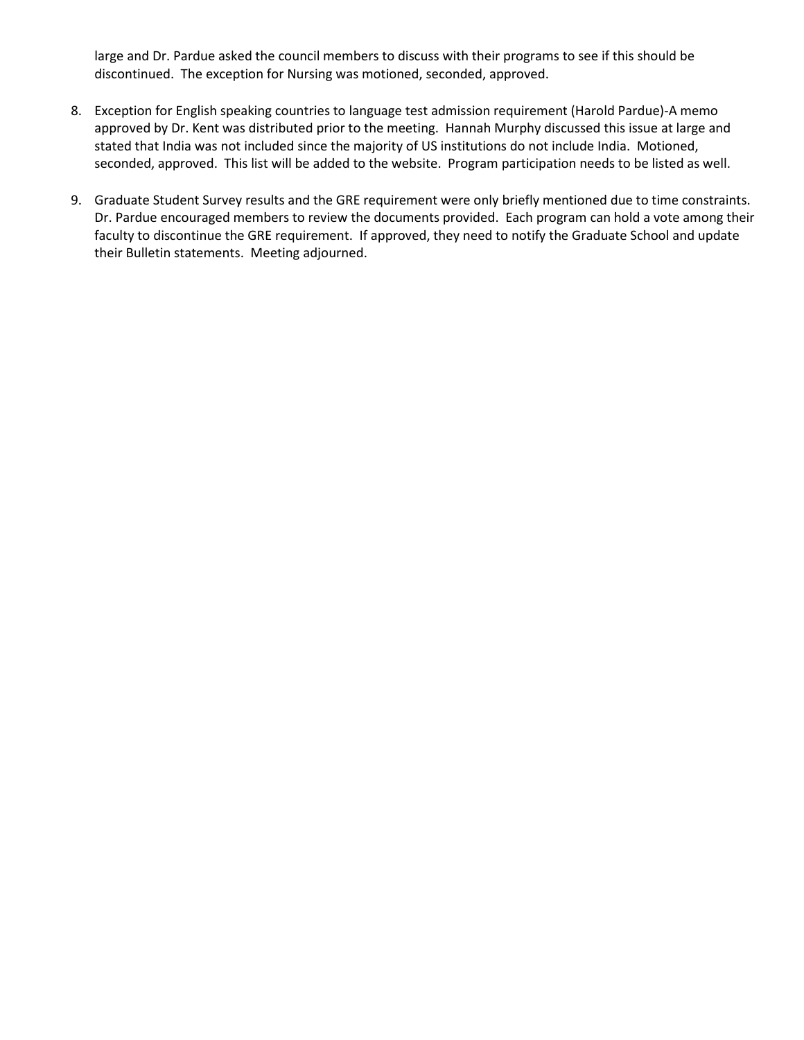large and Dr. Pardue asked the council members to discuss with their programs to see if this should be discontinued. The exception for Nursing was motioned, seconded, approved.

8. Exception for English speaking countries to language test admission requirement (Harold Pardue)-A memo approved by Dr. Kent was distributed prior to the meeting. Hannah Murphy discussed this issue at large and stated that India was not included since the majority of US institutions do not include India. Motioned, seconded, approved. This list will be added to the website. Program participation needs to be listed as well.

9. Graduate Student Survey results and the GRE requirement were only briefly mentioned due to time constraints. Dr. Pardue encouraged members to review the documents provided. Each program can hold a vote among their faculty to discontinue the GRE requirement. If approved, they need to notify the Graduate School and update their Bulletin statements. Meeting adjourned.